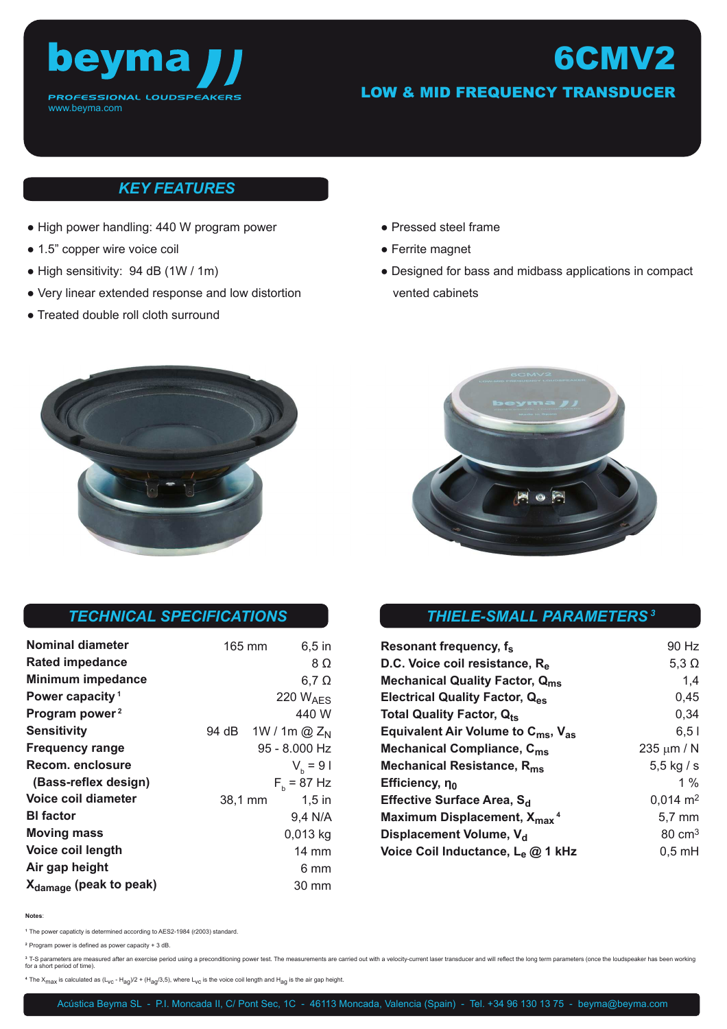# beyma

PROFESSIONAL LOUDSPEAKERS
www.beyma.com

# 6CMV2

## LOW & MID FREQUENCY TRANSDUCER

## KEY FEATURES

- High power handling: 440 W program power
- 1.5" copper wire voice coil
- High sensitivity: 94 dB (1W / 1m)
- Very linear extended response and low distortion
- Treated double roll cloth surround
- Pressed steel frame
- Ferrite magnet
- Designed for bass and midbass applications in compact vented cabinets

## TECHNICAL SPECIFICATIONS

| | | |
|---|---|---|
| **Nominal diameter** | 165 mm | 6,5 in |
| **Rated impedance** | | 8 Ω |
| **Minimum impedance** | | 6,7 Ω |
| **Power capacity** [1] | | 220 $W_{AES}$ |
| **Program power** [2] | | 440 W |
| **Sensitivity** | 94 dB | 1W / 1m @ $Z_N$ |
| **Frequency range** | | 95 - 8.000 Hz |
| **Recom. enclosure** | | $V_b$ = 9 l |
| **(Bass-reflex design)** | | $F_b$ = 87 Hz |
| **Voice coil diameter** | 38,1 mm | 1,5 in |
| **Bl factor** | | 9,4 N/A |
| **Moving mass** | | 0,013 kg |
| **Voice coil length** | | 14 mm |
| **Air gap height** | | 6 mm |
| **$X_{damage}$ (peak to peak)** | | 30 mm |

## THIELE-SMALL PARAMETERS [3]

| | |
|---|---|
| **Resonant frequency, $f_s$** | 90 Hz |
| **D.C. Voice coil resistance, $R_e$** | 5,3 Ω |
| **Mechanical Quality Factor, $Q_{ms}$** | 1,4 |
| **Electrical Quality Factor, $Q_{es}$** | 0,45 |
| **Total Quality Factor, $Q_{ts}$** | 0,34 |
| **Equivalent Air Volume to $C_{ms}$, $V_{as}$** | 6,5 l |
| **Mechanical Compliance, $C_{ms}$** | 235 µm / N |
| **Mechanical Resistance, $R_{ms}$** | 5,5 kg / s |
| **Efficiency, $\eta_0$** | 1 % |
| **Effective Surface Area, $S_d$** | 0,014 $m^2$ |
| **Maximum Displacement, $X_{max}$** [4] | 5,7 mm |
| **Displacement Volume, $V_d$** | 80 $cm^3$ |
| **Voice Coil Inductance, $L_e$ @ 1 kHz** | 0,5 mH |

**Notes**:

[1] The power capacticy is determined according to AES2-1984 (r2003) standard.

[2] Program power is defined as power capacity + 3 dB.

[3] T-S parameters are measured after an exercise period using a preconditioning power test. The measurements are carried out with a velocity-current laser transducer and will reflect the long term parameters (once the loudspeaker has been working for a short period of time).

[4] The $X_{max}$ is calculated as $(L_{vc} - H_{ag})/2 + (H_{ag}/3,5)$, where $L_{vc}$ is the voice coil length and $H_{ag}$ is the air gap height.

Acústica Beyma SL - P.I. Moncada II, C/ Pont Sec, 1C - 46113 Moncada, Valencia (Spain) - Tel. +34 96 130 13 75 - beyma@beyma.com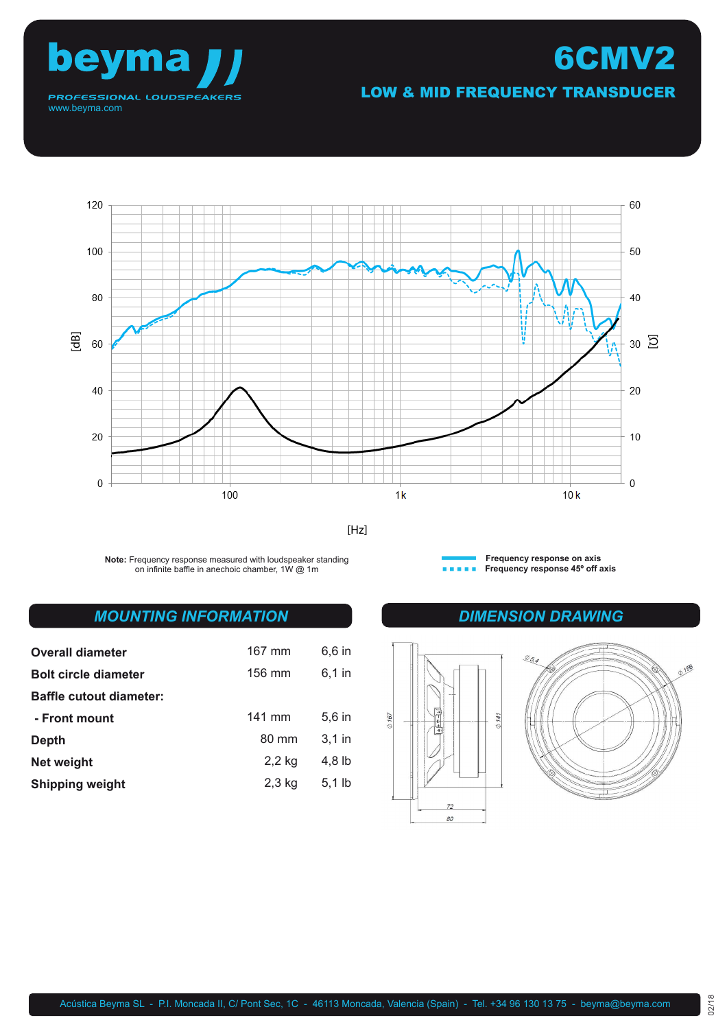# beyma

PROFESSIONAL LOUDSPEAKERS
www.beyma.com

# 6CMV2

## LOW & MID FREQUENCY TRANSDUCER

120
100
80
60
40
20
0

[dB]

60
50
40
30
20
10
0

[Ω]

100
1 k
10 k

[Hz]

**Note:** Frequency response measured with loudspeaker standing on infinite baffle in anechoic chamber, 1W @ 1m

Frequency response on axis
Frequency response 45º off axis

## MOUNTING INFORMATION

| | | |
|---|---|---|
| **Overall diameter** | 167 mm | 6,6 in |
| **Bolt circle diameter** | 156 mm | 6,1 in |
| **Baffle cutout diameter:** | | |
| **- Front mount** | 141 mm | 5,6 in |
| **Depth** | 80 mm | 3,1 in |
| **Net weight** | 2,2 kg | 4,8 lb |
| **Shipping weight** | 2,3 kg | 5,1 lb |

## DIMENSION DRAWING

Ø 167
Ø 141
72
80
Ø 5,4
Ø 156

Acústica Beyma SL - P.I. Moncada II, C/ Pont Sec, 1C - 46113 Moncada, Valencia (Spain) - Tel. +34 96 130 13 75 - beyma@beyma.com

02/18